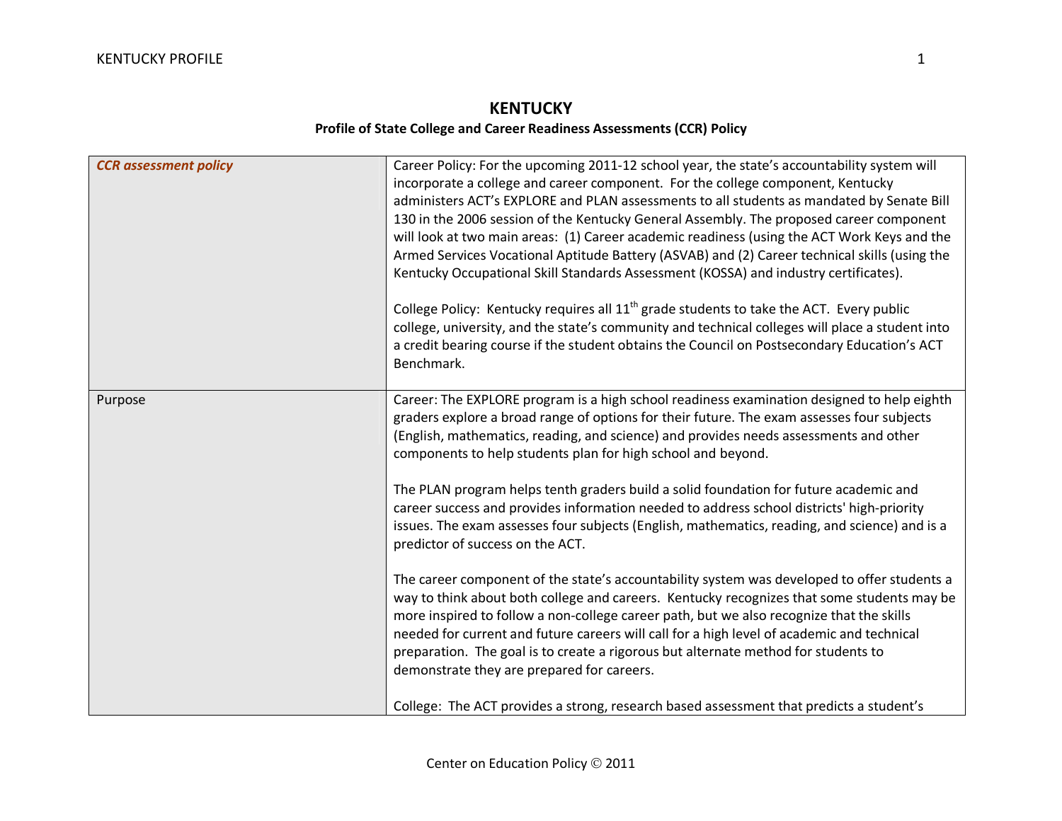# KENTUCKY

## Profile of State College and Career Readiness Assessments (CCR) Policy

| | |
|---|---|
| ***CCR assessment policy*** | Career Policy: For the upcoming 2011-12 school year, the state's accountability system will incorporate a college and career component. For the college component, Kentucky administers ACT's EXPLORE and PLAN assessments to all students as mandated by Senate Bill 130 in the 2006 session of the Kentucky General Assembly. The proposed career component will look at two main areas: (1) Career academic readiness (using the ACT Work Keys and the Armed Services Vocational Aptitude Battery (ASVAB) and (2) Career technical skills (using the Kentucky Occupational Skill Standards Assessment (KOSSA) and industry certificates).<br><br>College Policy: Kentucky requires all 11th grade students to take the ACT. Every public college, university, and the state's community and technical colleges will place a student into a credit bearing course if the student obtains the Council on Postsecondary Education's ACT Benchmark. |
| Purpose | Career: The EXPLORE program is a high school readiness examination designed to help eighth graders explore a broad range of options for their future. The exam assesses four subjects (English, mathematics, reading, and science) and provides needs assessments and other components to help students plan for high school and beyond.<br><br>The PLAN program helps tenth graders build a solid foundation for future academic and career success and provides information needed to address school districts' high-priority issues. The exam assesses four subjects (English, mathematics, reading, and science) and is a predictor of success on the ACT.<br><br>The career component of the state's accountability system was developed to offer students a way to think about both college and careers. Kentucky recognizes that some students may be more inspired to follow a non-college career path, but we also recognize that the skills needed for current and future careers will call for a high level of academic and technical preparation. The goal is to create a rigorous but alternate method for students to demonstrate they are prepared for careers.<br><br>College: The ACT provides a strong, research based assessment that predicts a student's |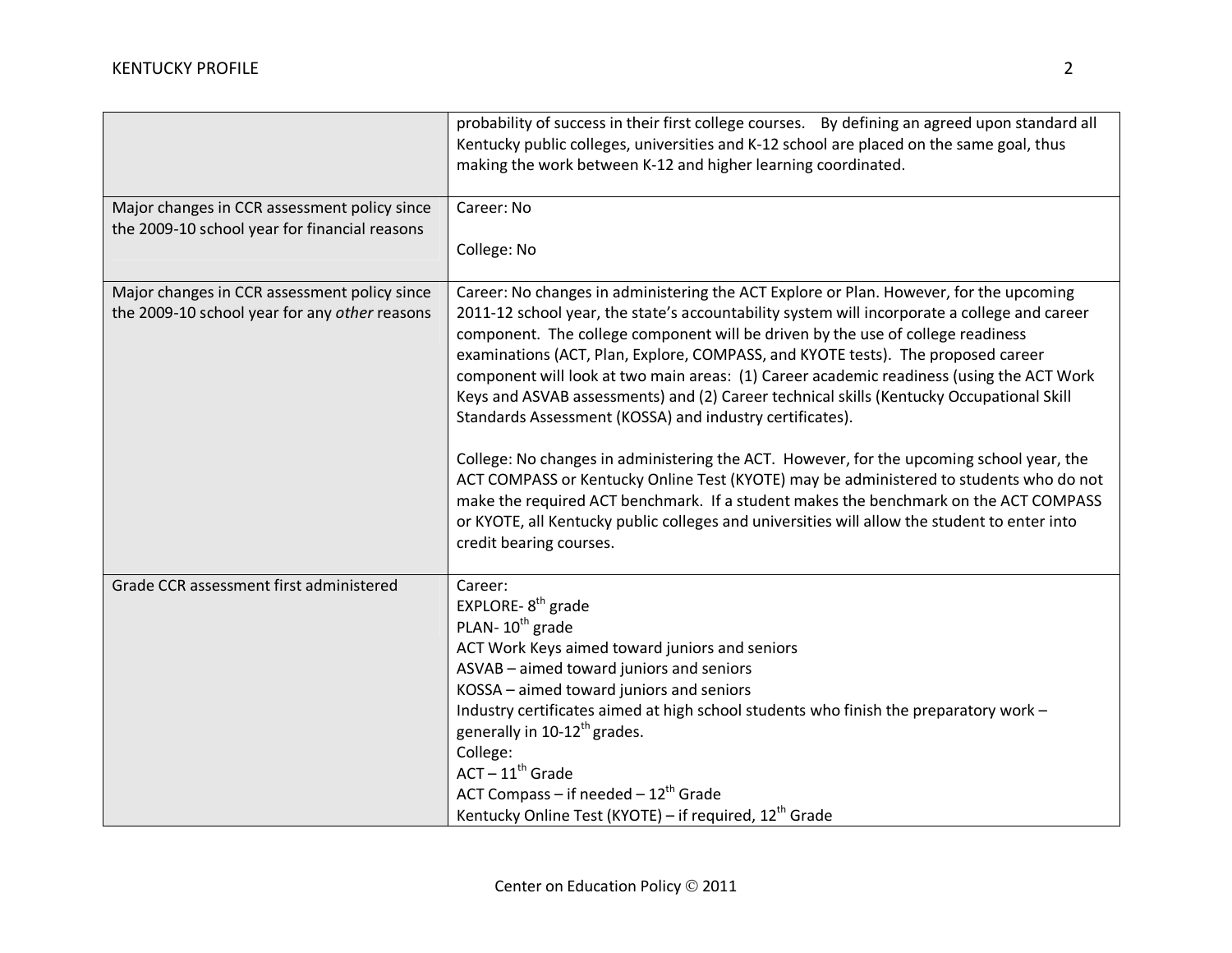| | |
|---|---|
| | probability of success in their first college courses. By defining an agreed upon standard all Kentucky public colleges, universities and K-12 school are placed on the same goal, thus making the work between K-12 and higher learning coordinated. |
| Major changes in CCR assessment policy since the 2009-10 school year for financial reasons | Career: No<br><br>College: No |
| Major changes in CCR assessment policy since the 2009-10 school year for any *other* reasons | Career: No changes in administering the ACT Explore or Plan. However, for the upcoming 2011-12 school year, the state's accountability system will incorporate a college and career component. The college component will be driven by the use of college readiness examinations (ACT, Plan, Explore, COMPASS, and KYOTE tests). The proposed career component will look at two main areas: (1) Career academic readiness (using the ACT Work Keys and ASVAB assessments) and (2) Career technical skills (Kentucky Occupational Skill Standards Assessment (KOSSA) and industry certificates).<br><br>College: No changes in administering the ACT. However, for the upcoming school year, the ACT COMPASS or Kentucky Online Test (KYOTE) may be administered to students who do not make the required ACT benchmark. If a student makes the benchmark on the ACT COMPASS or KYOTE, all Kentucky public colleges and universities will allow the student to enter into credit bearing courses. |
| Grade CCR assessment first administered | Career:<br>EXPLORE- 8th grade<br>PLAN- 10th grade<br>ACT Work Keys aimed toward juniors and seniors<br>ASVAB – aimed toward juniors and seniors<br>KOSSA – aimed toward juniors and seniors<br>Industry certificates aimed at high school students who finish the preparatory work – generally in 10-12th grades.<br>College:<br>ACT – 11th Grade<br>ACT Compass – if needed – 12th Grade<br>Kentucky Online Test (KYOTE) – if required, 12th Grade |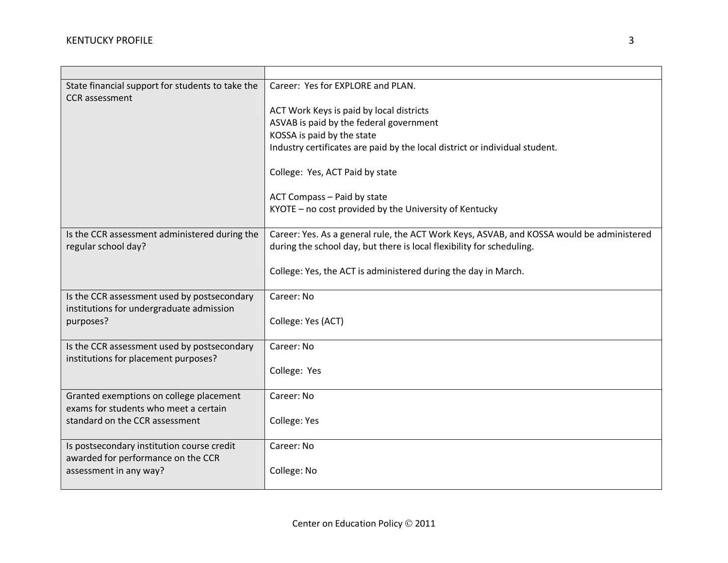| | |
|---|---|
| State financial support for students to take the CCR assessment | Career: Yes for EXPLORE and PLAN.<br><br>ACT Work Keys is paid by local districts<br>ASVAB is paid by the federal government<br>KOSSA is paid by the state<br>Industry certificates are paid by the local district or individual student.<br><br>College: Yes, ACT Paid by state<br><br>ACT Compass – Paid by state<br>KYOTE – no cost provided by the University of Kentucky |
| Is the CCR assessment administered during the regular school day? | Career: Yes. As a general rule, the ACT Work Keys, ASVAB, and KOSSA would be administered during the school day, but there is local flexibility for scheduling.<br><br>College: Yes, the ACT is administered during the day in March. |
| Is the CCR assessment used by postsecondary institutions for undergraduate admission purposes? | Career: No<br><br>College: Yes (ACT) |
| Is the CCR assessment used by postsecondary institutions for placement purposes? | Career: No<br><br>College: Yes |
| Granted exemptions on college placement exams for students who meet a certain standard on the CCR assessment | Career: No<br><br>College: Yes |
| Is postsecondary institution course credit awarded for performance on the CCR assessment in any way? | Career: No<br><br>College: No |

Center on Education Policy © 2011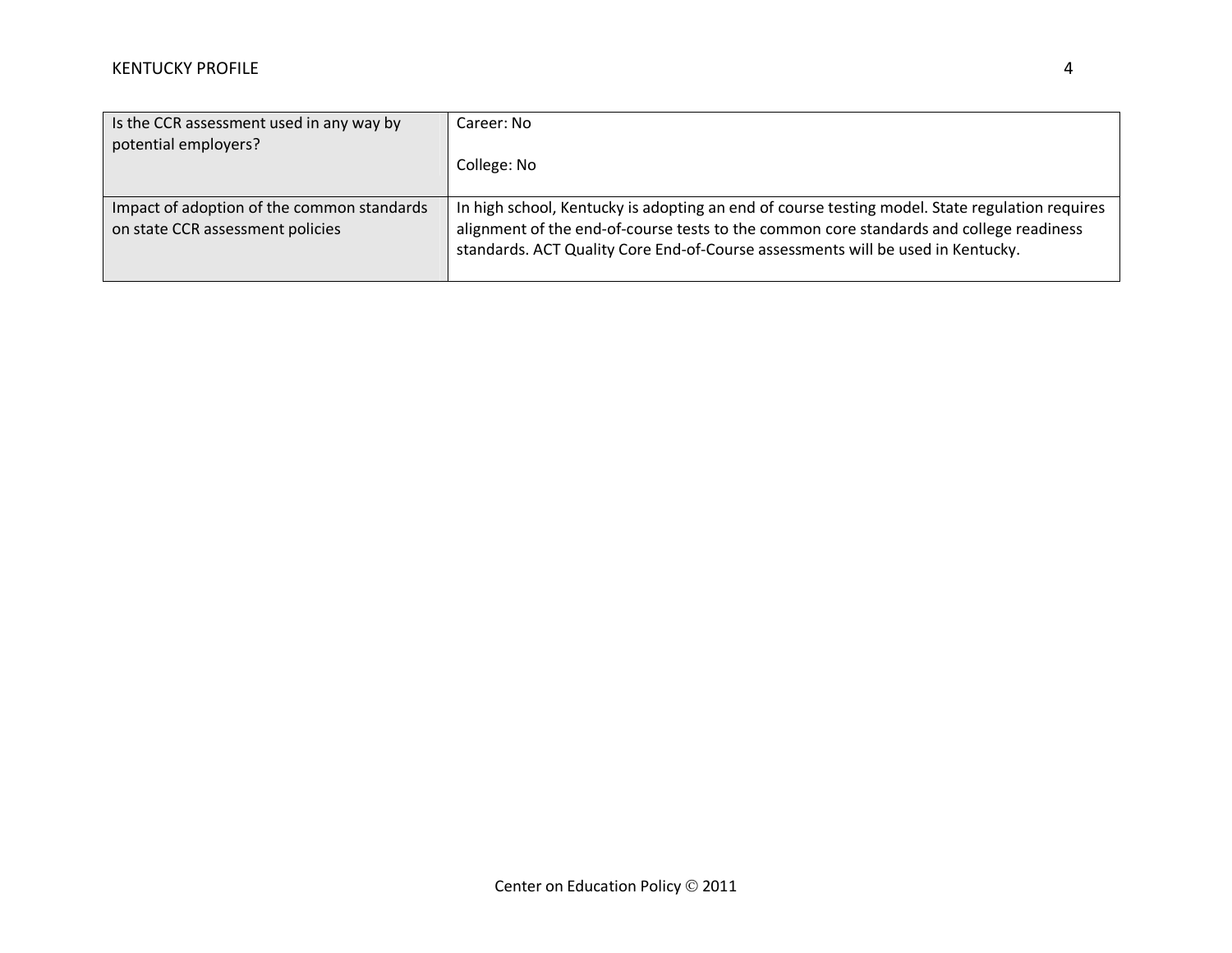| | |
|---|---|
| Is the CCR assessment used in any way by potential employers? | Career: No<br><br>College: No |
| Impact of adoption of the common standards on state CCR assessment policies | In high school, Kentucky is adopting an end of course testing model. State regulation requires alignment of the end-of-course tests to the common core standards and college readiness standards. ACT Quality Core End-of-Course assessments will be used in Kentucky. |

Center on Education Policy © 2011